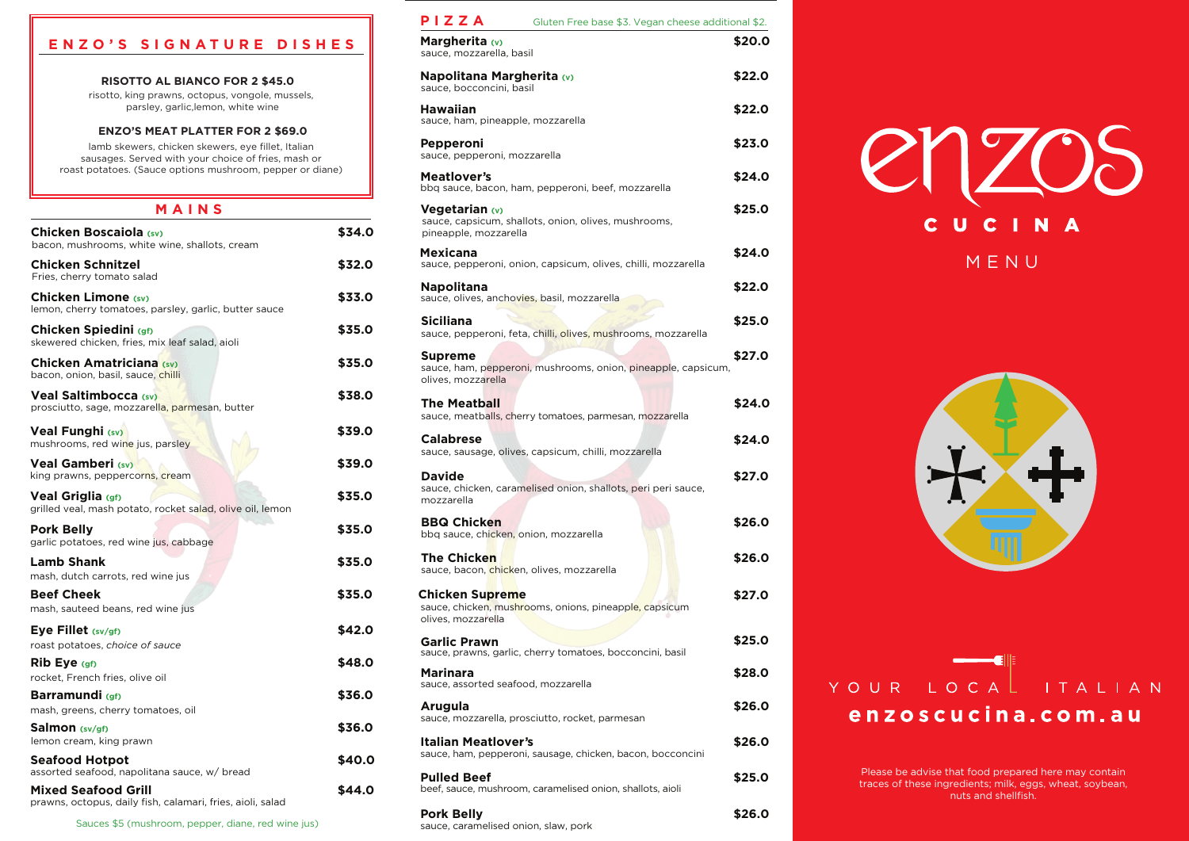## ENZO'S SIGNATURE DISHES

**RISOTTO AL BIANCO FOR 2 $45.0**
risotto, king prawns, octopus, vongole, mussels, parsley, garlic,lemon, white wine

**ENZO'S MEAT PLATTER FOR 2 $69.0**
lamb skewers, chicken skewers, eye fillet, Italian sausages. Served with your choice of fries, mash or roast potatoes. (Sauce options mushroom, pepper or diane)

## MAINS

| Item | Price |
|---|---|
| **Chicken Boscaiola (sv)**<br>bacon, mushrooms, white wine, shallots, cream | $34.0 |
| **Chicken Schnitzel**<br>Fries, cherry tomato salad | $32.0 |
| **Chicken Limone (sv)**<br>lemon, cherry tomatoes, parsley, garlic, butter sauce | $33.0 |
| **Chicken Spiedini (gf)**<br>skewered chicken, fries, mix leaf salad, aioli | $35.0 |
| **Chicken Amatriciana (sv)**<br>bacon, onion, basil, sauce, chilli | $35.0 |
| **Veal Saltimbocca (sv)**<br>prosciutto, sage, mozzarella, parmesan, butter | $38.0 |
| **Veal Funghi (sv)**<br>mushrooms, red wine jus, parsley | $39.0 |
| **Veal Gamberi (sv)**<br>king prawns, peppercorns, cream | $39.0 |
| **Veal Griglia (gf)**<br>grilled veal, mash potato, rocket salad, olive oil, lemon | $35.0 |
| **Pork Belly**<br>garlic potatoes, red wine jus, cabbage | $35.0 |
| **Lamb Shank**<br>mash, dutch carrots, red wine jus | $35.0 |
| **Beef Cheek**<br>mash, sauteed beans, red wine jus | $35.0 |
| **Eye Fillet (sv/gf)**<br>roast potatoes, *choice of sauce* | $42.0 |
| **Rib Eye (gf)**<br>rocket, French fries, olive oil | $48.0 |
| **Barramundi (gf)**<br>mash, greens, cherry tomatoes, oil | $36.0 |
| **Salmon (sv/gf)**<br>lemon cream, king prawn | $36.0 |
| **Seafood Hotpot**<br>assorted seafood, napolitana sauce, w/ bread | $40.0 |
| **Mixed Seafood Grill**<br>prawns, octopus, daily fish, calamari, fries, aioli, salad | $44.0 |

Sauces $5 (mushroom, pepper, diane, red wine jus)

## PIZZA

Gluten Free base $3. Vegan cheese additional $2.

| Item | Price |
|---|---|
| **Margherita (v)**<br>sauce, mozzarella, basil | $20.0 |
| **Napolitana Margherita (v)**<br>sauce, bocconcini, basil | $22.0 |
| **Hawaiian**<br>sauce, ham, pineapple, mozzarella | $22.0 |
| **Pepperoni**<br>sauce, pepperoni, mozzarella | $23.0 |
| **Meatlover's**<br>bbq sauce, bacon, ham, pepperoni, beef, mozzarella | $24.0 |
| **Vegetarian (v)**<br>sauce, capsicum, shallots, onion, olives, mushrooms, pineapple, mozzarella | $25.0 |
| **Mexicana**<br>sauce, pepperoni, onion, capsicum, olives, chilli, mozzarella | $24.0 |
| **Napolitana**<br>sauce, olives, anchovies, basil, mozzarella | $22.0 |
| **Siciliana**<br>sauce, pepperoni, feta, chilli, olives, mushrooms, mozzarella | $25.0 |
| **Supreme**<br>sauce, ham, pepperoni, mushrooms, onion, pineapple, capsicum, olives, mozzarella | $27.0 |
| **The Meatball**<br>sauce, meatballs, cherry tomatoes, parmesan, mozzarella | $24.0 |
| **Calabrese**<br>sauce, sausage, olives, capsicum, chilli, mozzarella | $24.0 |
| **Davide**<br>sauce, chicken, caramelised onion, shallots, peri peri sauce, mozzarella | $27.0 |
| **BBQ Chicken**<br>bbq sauce, chicken, onion, mozzarella | $26.0 |
| **The Chicken**<br>sauce, bacon, chicken, olives, mozzarella | $26.0 |
| **Chicken Supreme**<br>sauce, chicken, mushrooms, onions, pineapple, capsicum olives, mozzarella | $27.0 |
| **Garlic Prawn**<br>sauce, prawns, garlic, cherry tomatoes, bocconcini, basil | $25.0 |
| **Marinara**<br>sauce, assorted seafood, mozzarella | $28.0 |
| **Arugula**<br>sauce, mozzarella, prosciutto, rocket, parmesan | $26.0 |
| **Italian Meatlover's**<br>sauce, ham, pepperoni, sausage, chicken, bacon, bocconcini | $26.0 |
| **Pulled Beef**<br>beef, sauce, mushroom, caramelised onion, shallots, aioli | $25.0 |
| **Pork Belly**<br>sauce, caramelised onion, slaw, pork | $26.0 |

# enzos
## CUCINA
MENU

YOUR LOCAL ITALIAN

**enzoscucina.com.au**

Please be advise that food prepared here may contain traces of these ingredients; milk, eggs, wheat, soybean, nuts and shellfish.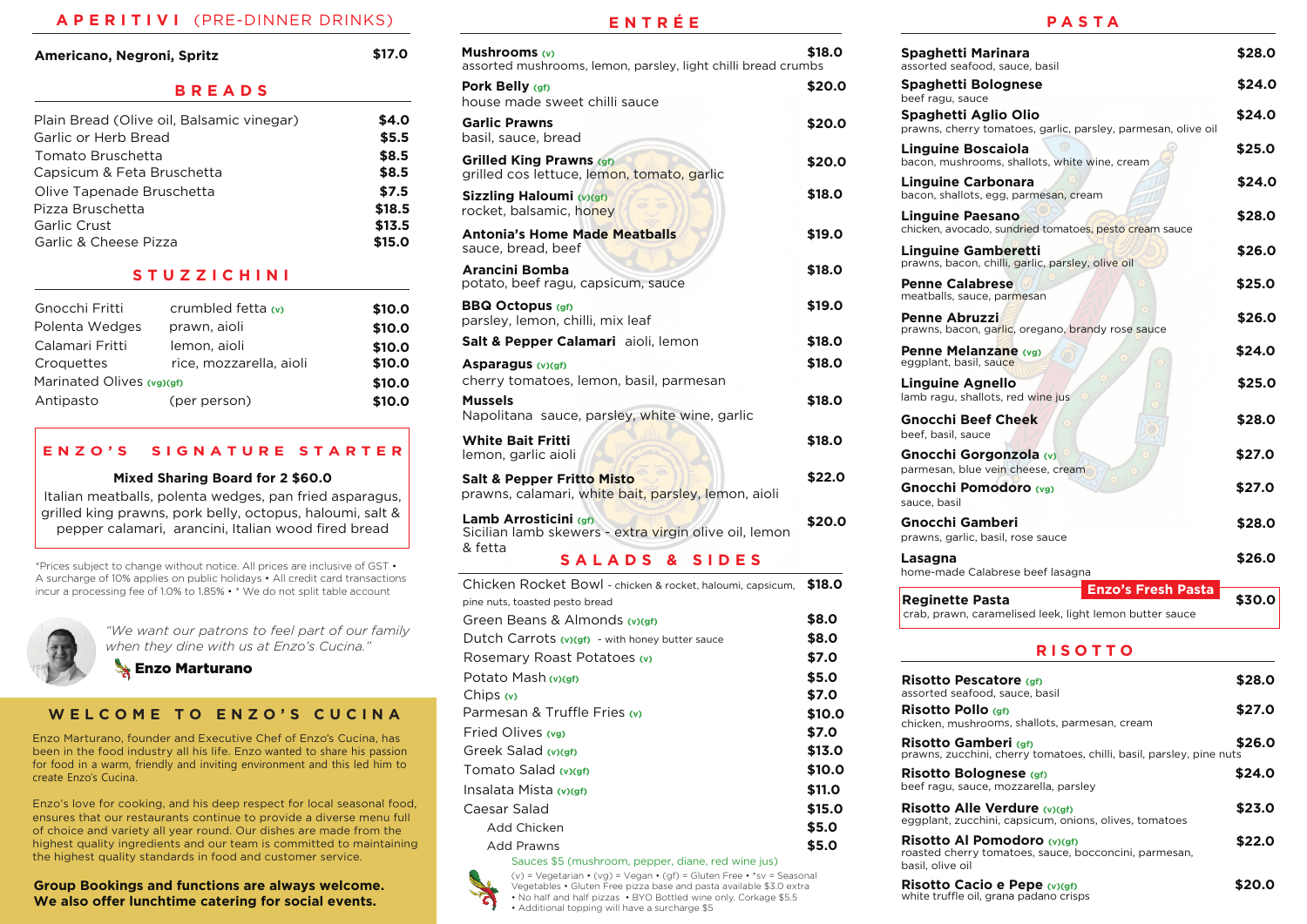## APERITIVI (PRE-DINNER DRINKS)

| | |
|---|---|
| **Americano, Negroni, Spritz** | **$17.0** |

## BREADS

| | |
|---|---|
| Plain Bread (Olive oil, Balsamic vinegar) | $4.0 |
| Garlic or Herb Bread | $5.5 |
| Tomato Bruschetta | $8.5 |
| Capsicum & Feta Bruschetta | $8.5 |
| Olive Tapenade Bruschetta | $7.5 |
| Pizza Bruschetta | $18.5 |
| Garlic Crust | $13.5 |
| Garlic & Cheese Pizza | $15.0 |

## STUZZICHINI

| | | |
|---|---|---|
| Gnocchi Fritti | crumbled fetta (v) | $10.0 |
| Polenta Wedges | prawn, aioli | $10.0 |
| Calamari Fritti | lemon, aioli | $10.0 |
| Croquettes | rice, mozzarella, aioli | $10.0 |
| Marinated Olives (vg)(gf) | | $10.0 |
| Antipasto | (per person) | $10.0 |

## ENZO'S SIGNATURE STARTER

**Mixed Sharing Board for 2 $60.0**

Italian meatballs, polenta wedges, pan fried asparagus, grilled king prawns, pork belly, octopus, haloumi, salt & pepper calamari, arancini, Italian wood fired bread

*Prices subject to change without notice. All prices are inclusive of GST • A surcharge of 10% applies on public holidays • All credit card transactions incur a processing fee of 1.0% to 1.85% • * We do not split table account

*"We want our patrons to feel part of our family when they dine with us at Enzo's Cucina."*

**Enzo Marturano**

## WELCOME TO ENZO'S CUCINA

Enzo Marturano, founder and Executive Chef of Enzo's Cucina, has been in the food industry all his life. Enzo wanted to share his passion for food in a warm, friendly and inviting environment and this led him to create Enzo's Cucina.

Enzo's love for cooking, and his deep respect for local seasonal food, ensures that our restaurants continue to provide a diverse menu full of choice and variety all year round. Our dishes are made from the highest quality ingredients and our team is committed to maintaining the highest quality standards in food and customer service.

**Group Bookings and functions are always welcome. We also offer lunchtime catering for social events.**

## ENTRÉE

| | |
|---|---|
| **Mushrooms** (v)<br>assorted mushrooms, lemon, parsley, light chilli bread crumbs | $18.0 |
| **Pork Belly** (gf)<br>house made sweet chilli sauce | $20.0 |
| **Garlic Prawns**<br>basil, sauce, bread | $20.0 |
| **Grilled King Prawns** (gf)<br>grilled cos lettuce, lemon, tomato, garlic | $20.0 |
| **Sizzling Haloumi** (v)(gf)<br>rocket, balsamic, honey | $18.0 |
| **Antonia's Home Made Meatballs**<br>sauce, bread, beef | $19.0 |
| **Arancini Bomba**<br>potato, beef ragu, capsicum, sauce | $18.0 |
| **BBQ Octopus** (gf)<br>parsley, lemon, chilli, mix leaf | $19.0 |
| **Salt & Pepper Calamari** aioli, lemon | $18.0 |
| **Asparagus** (v)(gf)<br>cherry tomatoes, lemon, basil, parmesan | $18.0 |
| **Mussels**<br>Napolitana sauce, parsley, white wine, garlic | $18.0 |
| **White Bait Fritti**<br>lemon, garlic aioli | $18.0 |
| **Salt & Pepper Fritto Misto**<br>prawns, calamari, white bait, parsley, lemon, aioli | $22.0 |
| **Lamb Arrosticini** (gf)<br>Sicilian lamb skewers - extra virgin olive oil, lemon & fetta | $20.0 |

## SALADS & SIDES

| | |
|---|---|
| Chicken Rocket Bowl - chicken & rocket, haloumi, capsicum, pine nuts, toasted pesto bread | $18.0 |
| Green Beans & Almonds (v)(gf) | $8.0 |
| Dutch Carrots (v)(gf) - with honey butter sauce | $8.0 |
| Rosemary Roast Potatoes (v) | $7.0 |
| Potato Mash (v)(gf) | $5.0 |
| Chips (v) | $7.0 |
| Parmesan & Truffle Fries (v) | $10.0 |
| Fried Olives (vg) | $7.0 |
| Greek Salad (v)(gf) | $13.0 |
| Tomato Salad (v)(gf) | $10.0 |
| Insalata Mista (v)(gf) | $11.0 |
| Caesar Salad | $15.0 |
| Add Chicken | $5.0 |
| Add Prawns | $5.0 |

Sauces $5 (mushroom, pepper, diane, red wine jus)

(v) = Vegetarian • (vg) = Vegan • (gf) = Gluten Free • *sv = Seasonal Vegetables • Gluten Free pizza base and pasta available $3.0 extra • No half and half pizzas • BYO Bottled wine only. Corkage $5.5 • Additional topping will have a surcharge $5

## PASTA

| | |
|---|---|
| **Spaghetti Marinara**<br>assorted seafood, sauce, basil | $28.0 |
| **Spaghetti Bolognese**<br>beef ragu, sauce | $24.0 |
| **Spaghetti Aglio Olio**<br>prawns, cherry tomatoes, garlic, parsley, parmesan, olive oil | $24.0 |
| **Linguine Boscaiola**<br>bacon, mushrooms, shallots, white wine, cream | $25.0 |
| **Linguine Carbonara**<br>bacon, shallots, egg, parmesan, cream | $24.0 |
| **Linguine Paesano**<br>chicken, avocado, sundried tomatoes, pesto cream sauce | $28.0 |
| **Linguine Gamberetti**<br>prawns, bacon, chilli, garlic, parsley, olive oil | $26.0 |
| **Penne Calabrese**<br>meatballs, sauce, parmesan | $25.0 |
| **Penne Abruzzi**<br>prawns, bacon, garlic, oregano, brandy rose sauce | $26.0 |
| **Penne Melanzane** (vg)<br>eggplant, basil, sauce | $24.0 |
| **Linguine Agnello**<br>lamb ragu, shallots, red wine jus | $25.0 |
| **Gnocchi Beef Cheek**<br>beef, basil, sauce | $28.0 |
| **Gnocchi Gorgonzola** (v)<br>parmesan, blue vein cheese, cream | $27.0 |
| **Gnocchi Pomodoro** (vg)<br>sauce, basil | $27.0 |
| **Gnocchi Gamberi**<br>prawns, garlic, basil, rose sauce | $28.0 |
| **Lasagna**<br>home-made Calabrese beef lasagna | $26.0 |

**Enzo's Fresh Pasta**

| | |
|---|---|
| **Reginette Pasta**<br>crab, prawn, caramelised leek, light lemon butter sauce | $30.0 |

## RISOTTO

| | |
|---|---|
| **Risotto Pescatore** (gf)<br>assorted seafood, sauce, basil | $28.0 |
| **Risotto Pollo** (gf)<br>chicken, mushrooms, shallots, parmesan, cream | $27.0 |
| **Risotto Gamberi** (gf)<br>prawns, zucchini, cherry tomatoes, chilli, basil, parsley, pine nuts | $26.0 |
| **Risotto Bolognese** (gf)<br>beef ragu, sauce, mozzarella, parsley | $24.0 |
| **Risotto Alle Verdure** (v)(gf)<br>eggplant, zucchini, capsicum, onions, olives, tomatoes | $23.0 |
| **Risotto Al Pomodoro** (v)(gf)<br>roasted cherry tomatoes, sauce, bocconcini, parmesan, basil, olive oil | $22.0 |
| **Risotto Cacio e Pepe** (v)(gf)<br>white truffle oil, grana padano crisps | $20.0 |